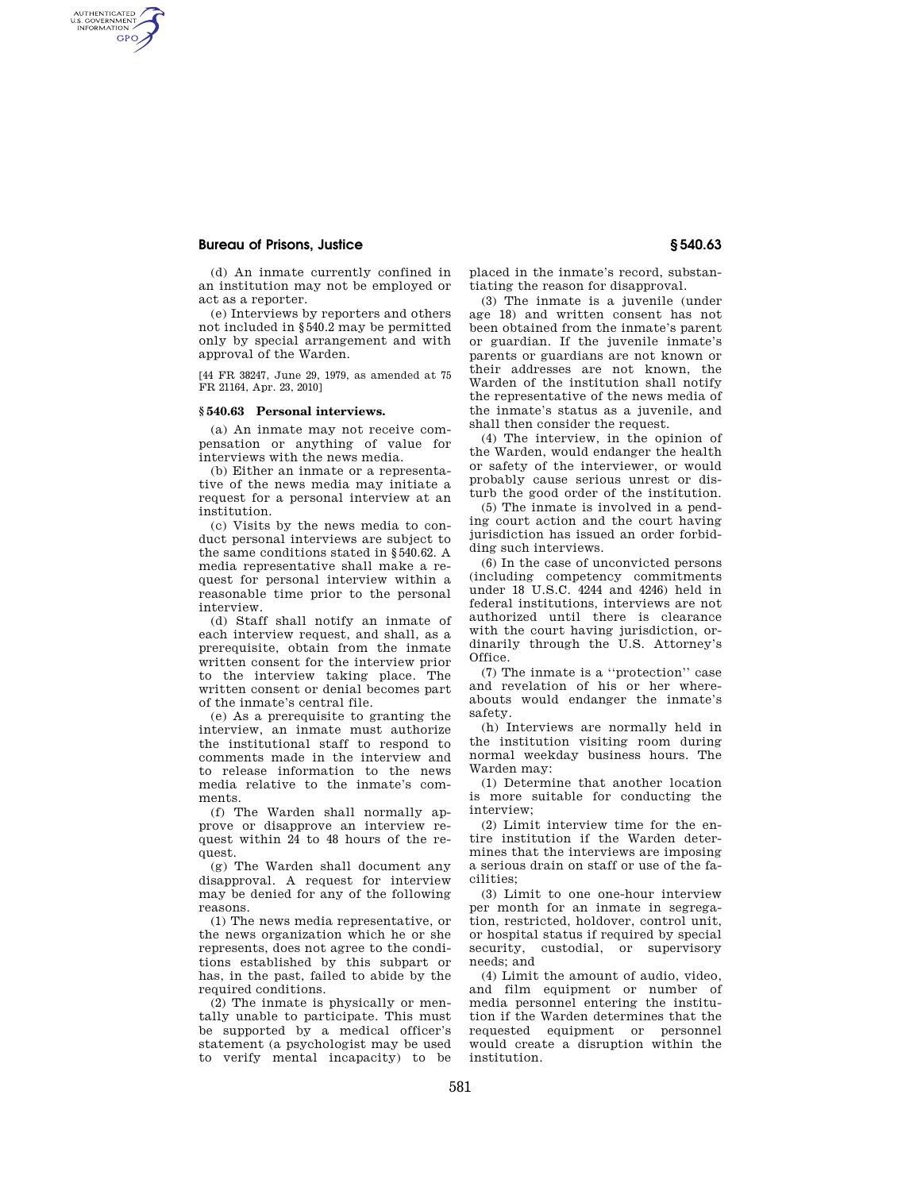(d) An inmate currently confined in an institution may not be employed or act as a reporter.

(e) Interviews by reporters and others not included in §540.2 may be permitted only by special arrangement and with approval of the Warden.

[44 FR 38247, June 29, 1979, as amended at 75 FR 21164, Apr. 23, 2010]

### §540.63 Personal interviews.

(a) An inmate may not receive compensation or anything of value for interviews with the news media.

(b) Either an inmate or a representative of the news media may initiate a request for a personal interview at an institution.

(c) Visits by the news media to conduct personal interviews are subject to the same conditions stated in §540.62. A media representative shall make a request for personal interview within a reasonable time prior to the personal interview.

(d) Staff shall notify an inmate of each interview request, and shall, as a prerequisite, obtain from the inmate written consent for the interview prior to the interview taking place. The written consent or denial becomes part of the inmate's central file.

(e) As a prerequisite to granting the interview, an inmate must authorize the institutional staff to respond to comments made in the interview and to release information to the news media relative to the inmate's comments.

(f) The Warden shall normally approve or disapprove an interview request within 24 to 48 hours of the request.

(g) The Warden shall document any disapproval. A request for interview may be denied for any of the following reasons.

(1) The news media representative, or the news organization which he or she represents, does not agree to the conditions established by this subpart or has, in the past, failed to abide by the required conditions.

(2) The inmate is physically or mentally unable to participate. This must be supported by a medical officer's statement (a psychologist may be used to verify mental incapacity) to be placed in the inmate's record, substantiating the reason for disapproval.

(3) The inmate is a juvenile (under age 18) and written consent has not been obtained from the inmate's parent or guardian. If the juvenile inmate's parents or guardians are not known or their addresses are not known, the Warden of the institution shall notify the representative of the news media of the inmate's status as a juvenile, and shall then consider the request.

(4) The interview, in the opinion of the Warden, would endanger the health or safety of the interviewer, or would probably cause serious unrest or disturb the good order of the institution.

(5) The inmate is involved in a pending court action and the court having jurisdiction has issued an order forbidding such interviews.

(6) In the case of unconvicted persons (including competency commitments under 18 U.S.C. 4244 and 4246) held in federal institutions, interviews are not authorized until there is clearance with the court having jurisdiction, ordinarily through the U.S. Attorney's Office.

(7) The inmate is a "protection" case and revelation of his or her whereabouts would endanger the inmate's safety.

(h) Interviews are normally held in the institution visiting room during normal weekday business hours. The Warden may:

(1) Determine that another location is more suitable for conducting the interview;

(2) Limit interview time for the entire institution if the Warden determines that the interviews are imposing a serious drain on staff or use of the facilities;

(3) Limit to one one-hour interview per month for an inmate in segregation, restricted, holdover, control unit, or hospital status if required by special security, custodial, or supervisory needs; and

(4) Limit the amount of audio, video, and film equipment or number of media personnel entering the institution if the Warden determines that the requested equipment or personnel would create a disruption within the institution.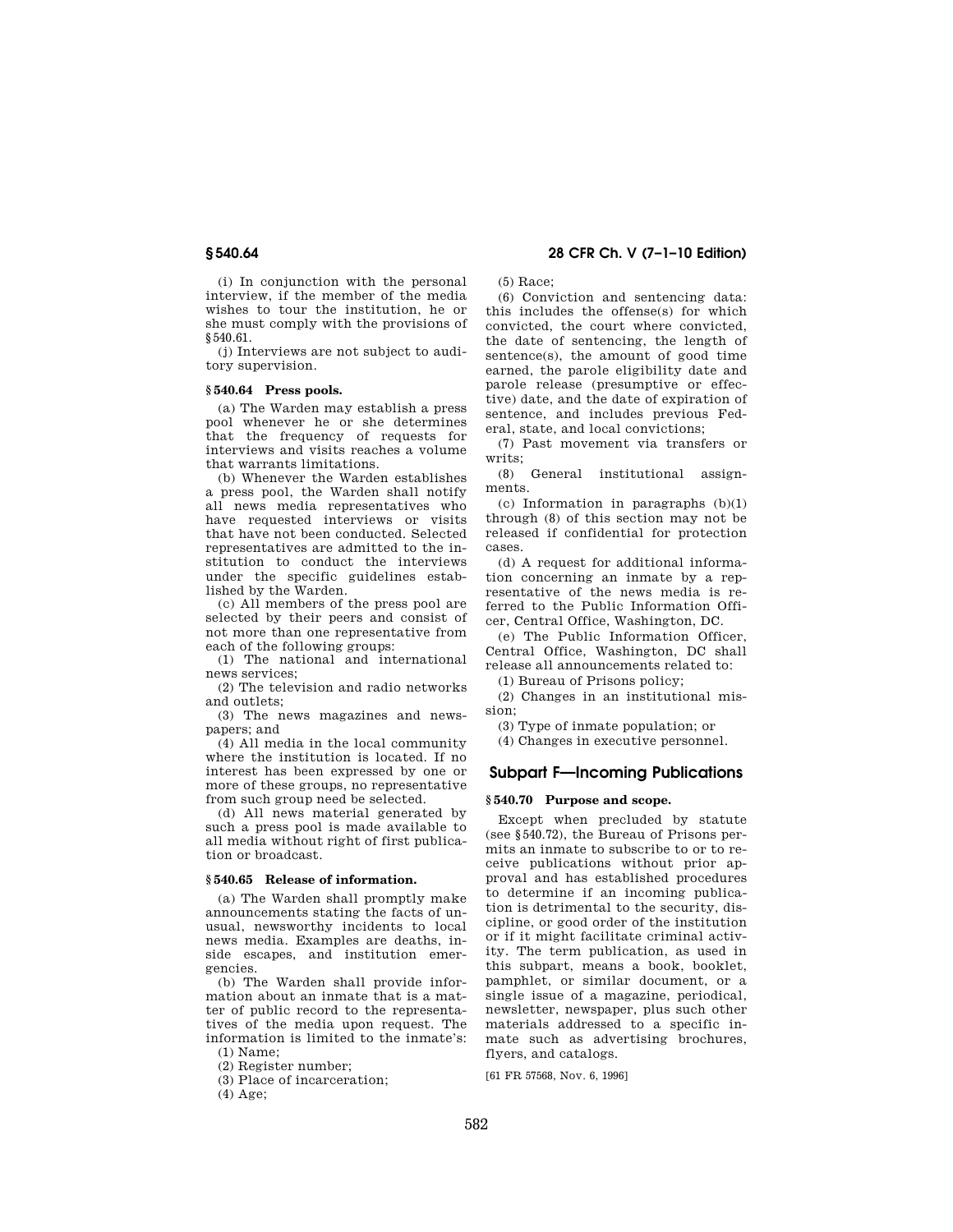(i) In conjunction with the personal interview, if the member of the media wishes to tour the institution, he or she must comply with the provisions of §540.61.

(j) Interviews are not subject to auditory supervision.

### § 540.64 Press pools.

(a) The Warden may establish a press pool whenever he or she determines that the frequency of requests for interviews and visits reaches a volume that warrants limitations.

(b) Whenever the Warden establishes a press pool, the Warden shall notify all news media representatives who have requested interviews or visits that have not been conducted. Selected representatives are admitted to the institution to conduct the interviews under the specific guidelines established by the Warden.

(c) All members of the press pool are selected by their peers and consist of not more than one representative from each of the following groups:

(1) The national and international news services;

(2) The television and radio networks and outlets;

(3) The news magazines and newspapers; and

(4) All media in the local community where the institution is located. If no interest has been expressed by one or more of these groups, no representative from such group need be selected.

(d) All news material generated by such a press pool is made available to all media without right of first publication or broadcast.

### § 540.65 Release of information.

(a) The Warden shall promptly make announcements stating the facts of unusual, newsworthy incidents to local news media. Examples are deaths, inside escapes, and institution emergencies.

(b) The Warden shall provide information about an inmate that is a matter of public record to the representatives of the media upon request. The information is limited to the inmate's:

(1) Name;

(2) Register number;

(3) Place of incarceration;

(4) Age;

(5) Race;

(6) Conviction and sentencing data: this includes the offense(s) for which convicted, the court where convicted, the date of sentencing, the length of sentence(s), the amount of good time earned, the parole eligibility date and parole release (presumptive or effective) date, and the date of expiration of sentence, and includes previous Federal, state, and local convictions;

(7) Past movement via transfers or writs;

(8) General institutional assignments.

(c) Information in paragraphs (b)(1) through (8) of this section may not be released if confidential for protection cases.

(d) A request for additional information concerning an inmate by a representative of the news media is referred to the Public Information Officer, Central Office, Washington, DC.

(e) The Public Information Officer, Central Office, Washington, DC shall release all announcements related to:

(1) Bureau of Prisons policy;

(2) Changes in an institutional mission;

(3) Type of inmate population; or

(4) Changes in executive personnel.

## Subpart F—Incoming Publications

### § 540.70 Purpose and scope.

Except when precluded by statute (see §540.72), the Bureau of Prisons permits an inmate to subscribe to or to receive publications without prior approval and has established procedures to determine if an incoming publication is detrimental to the security, discipline, or good order of the institution or if it might facilitate criminal activity. The term publication, as used in this subpart, means a book, booklet, pamphlet, or similar document, or a single issue of a magazine, periodical, newsletter, newspaper, plus such other materials addressed to a specific inmate such as advertising brochures, flyers, and catalogs.

[61 FR 57568, Nov. 6, 1996]